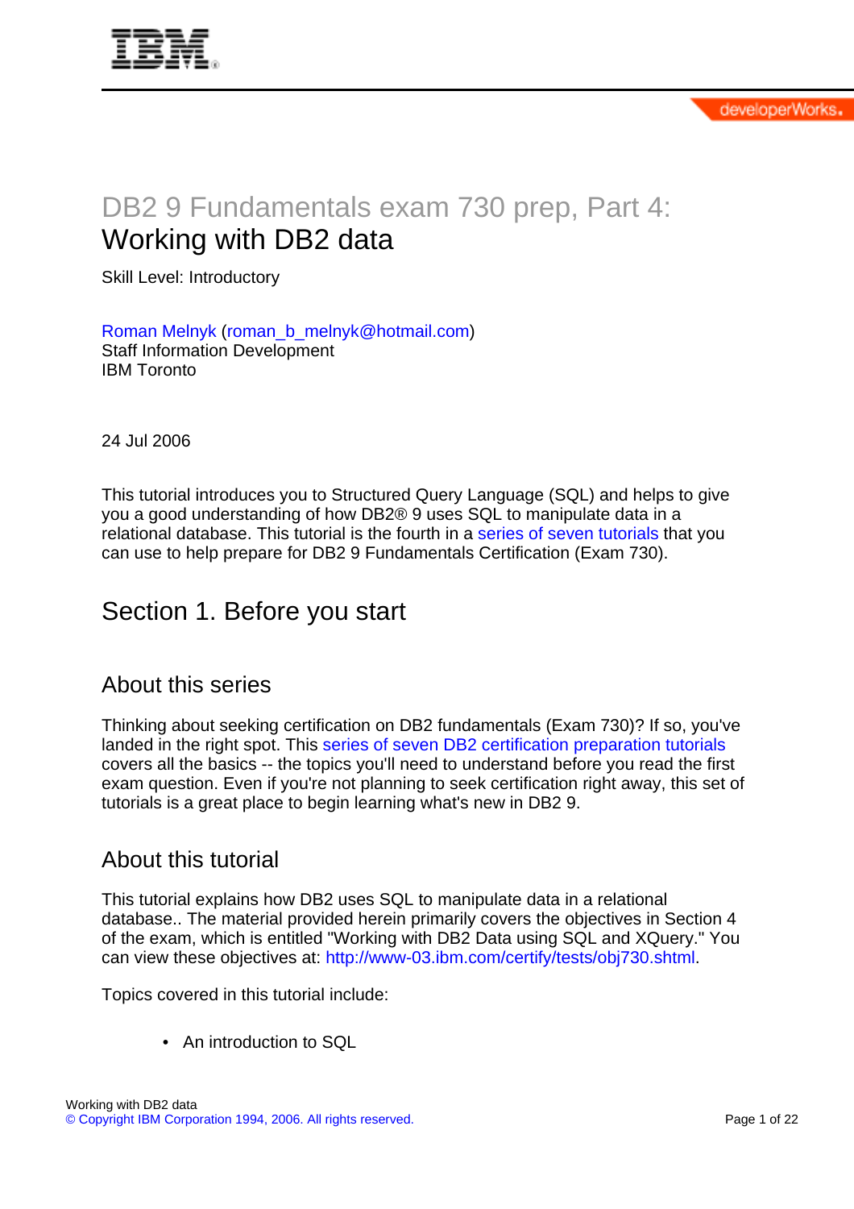# DB2 9 Fundamentals exam 730 prep, Part 4: Working with DB2 data

Skill Level: Introductory

Roman Melnyk (roman_b_melnyk@hotmail.com)
Staff Information Development
IBM Toronto

24 Jul 2006

This tutorial introduces you to Structured Query Language (SQL) and helps to give you a good understanding of how DB2® 9 uses SQL to manipulate data in a relational database. This tutorial is the fourth in a series of seven tutorials that you can use to help prepare for DB2 9 Fundamentals Certification (Exam 730).

## Section 1. Before you start

### About this series

Thinking about seeking certification on DB2 fundamentals (Exam 730)? If so, you've landed in the right spot. This series of seven DB2 certification preparation tutorials covers all the basics -- the topics you'll need to understand before you read the first exam question. Even if you're not planning to seek certification right away, this set of tutorials is a great place to begin learning what's new in DB2 9.

### About this tutorial

This tutorial explains how DB2 uses SQL to manipulate data in a relational database.. The material provided herein primarily covers the objectives in Section 4 of the exam, which is entitled "Working with DB2 Data using SQL and XQuery." You can view these objectives at: http://www-03.ibm.com/certify/tests/obj730.shtml.

Topics covered in this tutorial include:

- An introduction to SQL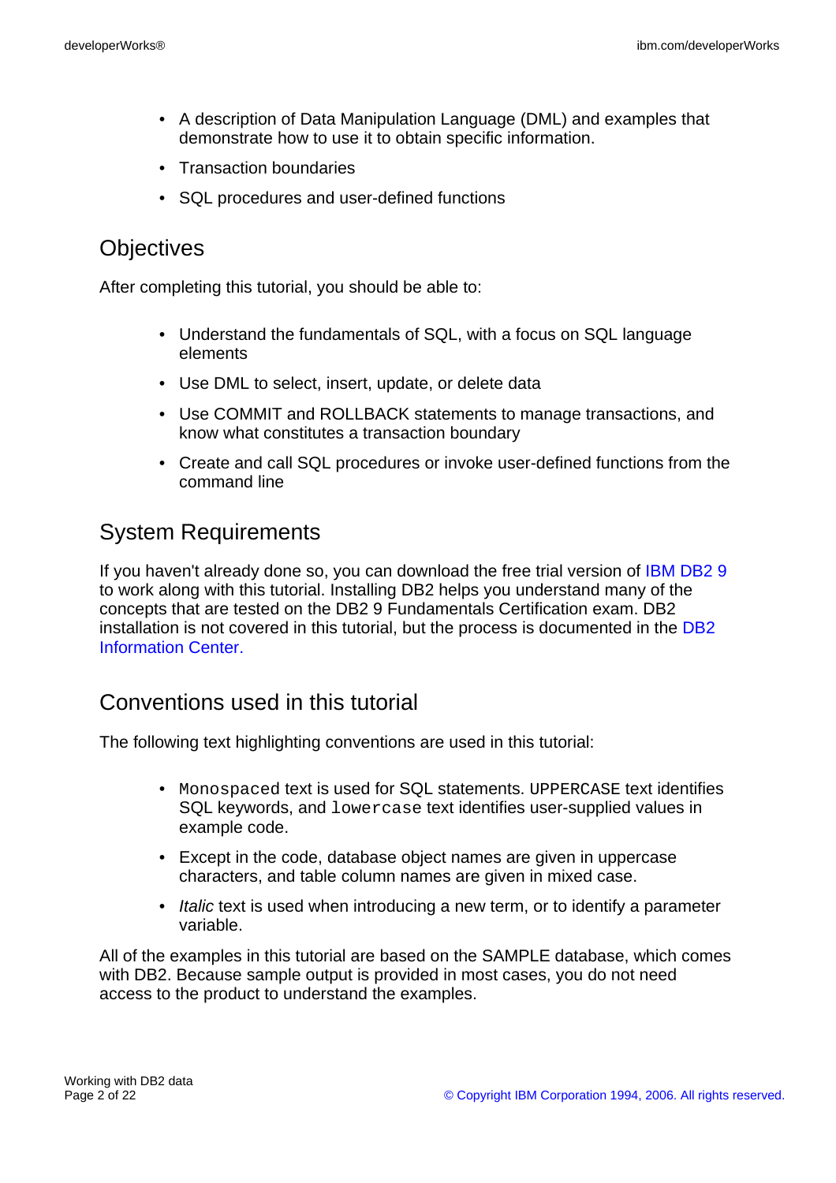- A description of Data Manipulation Language (DML) and examples that demonstrate how to use it to obtain specific information.
- Transaction boundaries
- SQL procedures and user-defined functions

## Objectives

After completing this tutorial, you should be able to:

- Understand the fundamentals of SQL, with a focus on SQL language elements
- Use DML to select, insert, update, or delete data
- Use COMMIT and ROLLBACK statements to manage transactions, and know what constitutes a transaction boundary
- Create and call SQL procedures or invoke user-defined functions from the command line

## System Requirements

If you haven't already done so, you can download the free trial version of IBM DB2 9 to work along with this tutorial. Installing DB2 helps you understand many of the concepts that are tested on the DB2 9 Fundamentals Certification exam. DB2 installation is not covered in this tutorial, but the process is documented in the DB2 Information Center.

## Conventions used in this tutorial

The following text highlighting conventions are used in this tutorial:

- `Monospaced` text is used for SQL statements. `UPPERCASE` text identifies SQL keywords, and `lowercase` text identifies user-supplied values in example code.
- Except in the code, database object names are given in uppercase characters, and table column names are given in mixed case.
- *Italic* text is used when introducing a new term, or to identify a parameter variable.

All of the examples in this tutorial are based on the SAMPLE database, which comes with DB2. Because sample output is provided in most cases, you do not need access to the product to understand the examples.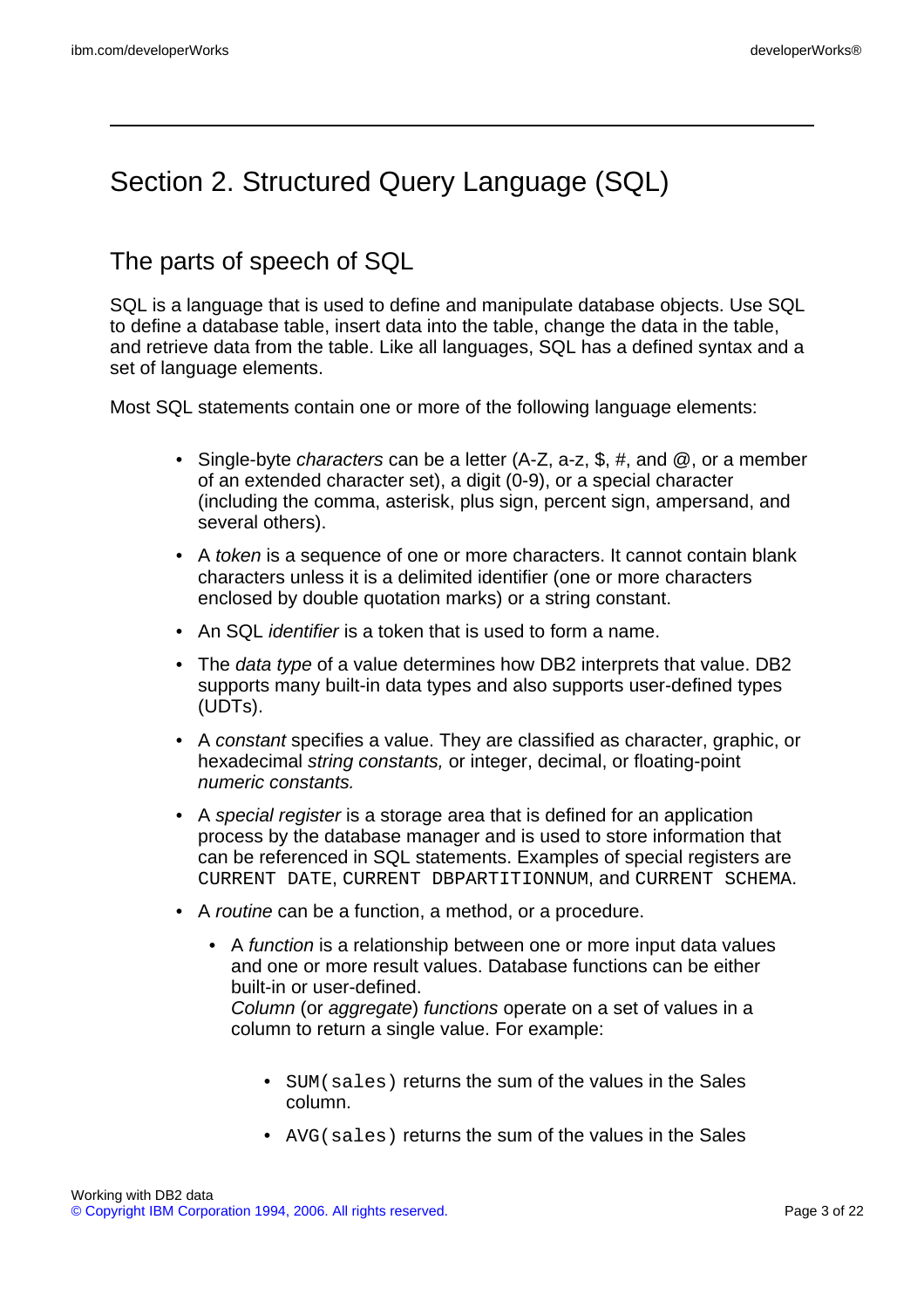# Section 2. Structured Query Language (SQL)

## The parts of speech of SQL

SQL is a language that is used to define and manipulate database objects. Use SQL to define a database table, insert data into the table, change the data in the table, and retrieve data from the table. Like all languages, SQL has a defined syntax and a set of language elements.

Most SQL statements contain one or more of the following language elements:

- Single-byte *characters* can be a letter (A-Z, a-z, $, #, and @, or a member of an extended character set), a digit (0-9), or a special character (including the comma, asterisk, plus sign, percent sign, ampersand, and several others).
- A *token* is a sequence of one or more characters. It cannot contain blank characters unless it is a delimited identifier (one or more characters enclosed by double quotation marks) or a string constant.
- An SQL *identifier* is a token that is used to form a name.
- The *data type* of a value determines how DB2 interprets that value. DB2 supports many built-in data types and also supports user-defined types (UDTs).
- A *constant* specifies a value. They are classified as character, graphic, or hexadecimal *string constants,* or integer, decimal, or floating-point *numeric constants.*
- A *special register* is a storage area that is defined for an application process by the database manager and is used to store information that can be referenced in SQL statements. Examples of special registers are `CURRENT DATE`, `CURRENT DBPARTITIONNUM`, and `CURRENT SCHEMA`.
- A *routine* can be a function, a method, or a procedure.
  - A *function* is a relationship between one or more input data values and one or more result values. Database functions can be either built-in or user-defined.
    *Column* (or *aggregate*) *functions* operate on a set of values in a column to return a single value. For example:
    - `SUM(sales)` returns the sum of the values in the Sales column.
    - `AVG(sales)` returns the sum of the values in the Sales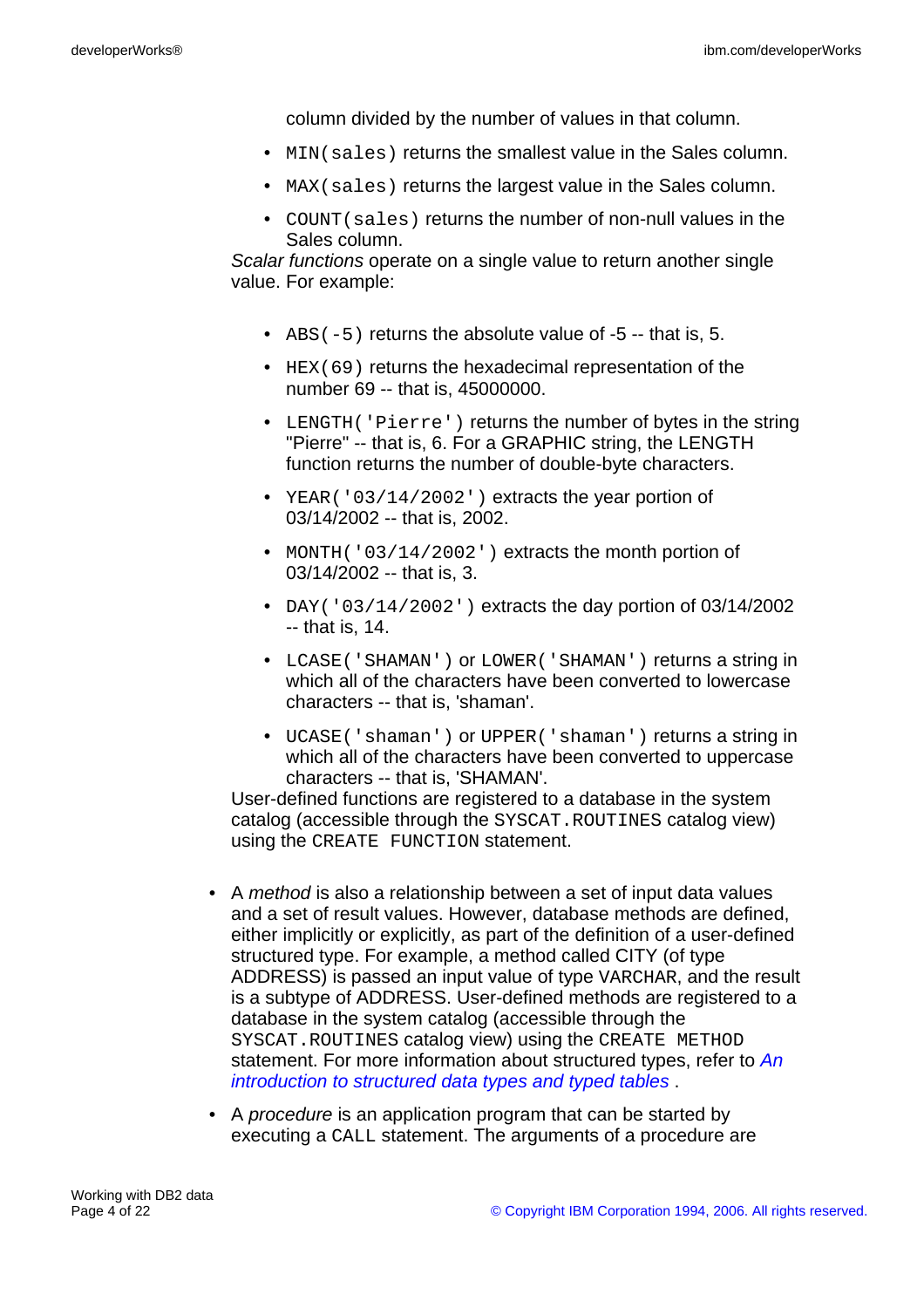column divided by the number of values in that column.

  - `MIN(sales)` returns the smallest value in the Sales column.
  - `MAX(sales)` returns the largest value in the Sales column.
  - `COUNT(sales)` returns the number of non-null values in the Sales column.

*Scalar functions* operate on a single value to return another single value. For example:

  - `ABS(-5)` returns the absolute value of -5 -- that is, 5.
  - `HEX(69)` returns the hexadecimal representation of the number 69 -- that is, 45000000.
  - `LENGTH('Pierre')` returns the number of bytes in the string "Pierre" -- that is, 6. For a GRAPHIC string, the LENGTH function returns the number of double-byte characters.
  - `YEAR('03/14/2002')` extracts the year portion of 03/14/2002 -- that is, 2002.
  - `MONTH('03/14/2002')` extracts the month portion of 03/14/2002 -- that is, 3.
  - `DAY('03/14/2002')` extracts the day portion of 03/14/2002 -- that is, 14.
  - `LCASE('SHAMAN')` or `LOWER('SHAMAN')` returns a string in which all of the characters have been converted to lowercase characters -- that is, 'shaman'.
  - `UCASE('shaman')` or `UPPER('shaman')` returns a string in which all of the characters have been converted to uppercase characters -- that is, 'SHAMAN'.

User-defined functions are registered to a database in the system catalog (accessible through the `SYSCAT.ROUTINES` catalog view) using the `CREATE FUNCTION` statement.

- A *method* is also a relationship between a set of input data values and a set of result values. However, database methods are defined, either implicitly or explicitly, as part of the definition of a user-defined structured type. For example, a method called CITY (of type ADDRESS) is passed an input value of type `VARCHAR`, and the result is a subtype of ADDRESS. User-defined methods are registered to a database in the system catalog (accessible through the `SYSCAT.ROUTINES` catalog view) using the `CREATE METHOD` statement. For more information about structured types, refer to *An introduction to structured data types and typed tables* .
- A *procedure* is an application program that can be started by executing a `CALL` statement. The arguments of a procedure are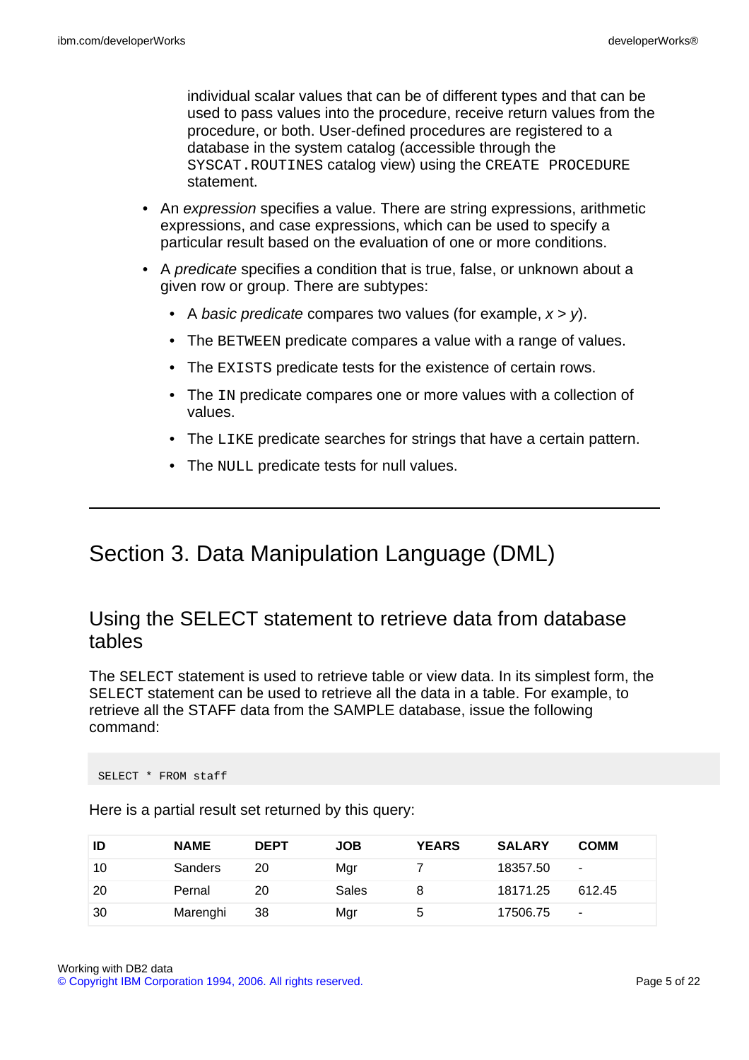individual scalar values that can be of different types and that can be used to pass values into the procedure, receive return values from the procedure, or both. User-defined procedures are registered to a database in the system catalog (accessible through the `SYSCAT.ROUTINES` catalog view) using the `CREATE PROCEDURE` statement.

- An *expression* specifies a value. There are string expressions, arithmetic expressions, and case expressions, which can be used to specify a particular result based on the evaluation of one or more conditions.
- A *predicate* specifies a condition that is true, false, or unknown about a given row or group. There are subtypes:
  - A *basic predicate* compares two values (for example, $x > y$).
  - The `BETWEEN` predicate compares a value with a range of values.
  - The `EXISTS` predicate tests for the existence of certain rows.
  - The `IN` predicate compares one or more values with a collection of values.
  - The `LIKE` predicate searches for strings that have a certain pattern.
  - The `NULL` predicate tests for null values.

# Section 3. Data Manipulation Language (DML)

## Using the SELECT statement to retrieve data from database tables

The `SELECT` statement is used to retrieve table or view data. In its simplest form, the `SELECT` statement can be used to retrieve all the data in a table. For example, to retrieve all the STAFF data from the SAMPLE database, issue the following command:

```
SELECT * FROM staff
```

Here is a partial result set returned by this query:

| ID | NAME | DEPT | JOB | YEARS | SALARY | COMM |
|---|---|---|---|---|---|---|
| 10 | Sanders | 20 | Mgr | 7 | 18357.50 | - |
| 20 | Pernal | 20 | Sales | 8 | 18171.25 | 612.45 |
| 30 | Marenghi | 38 | Mgr | 5 | 17506.75 | - |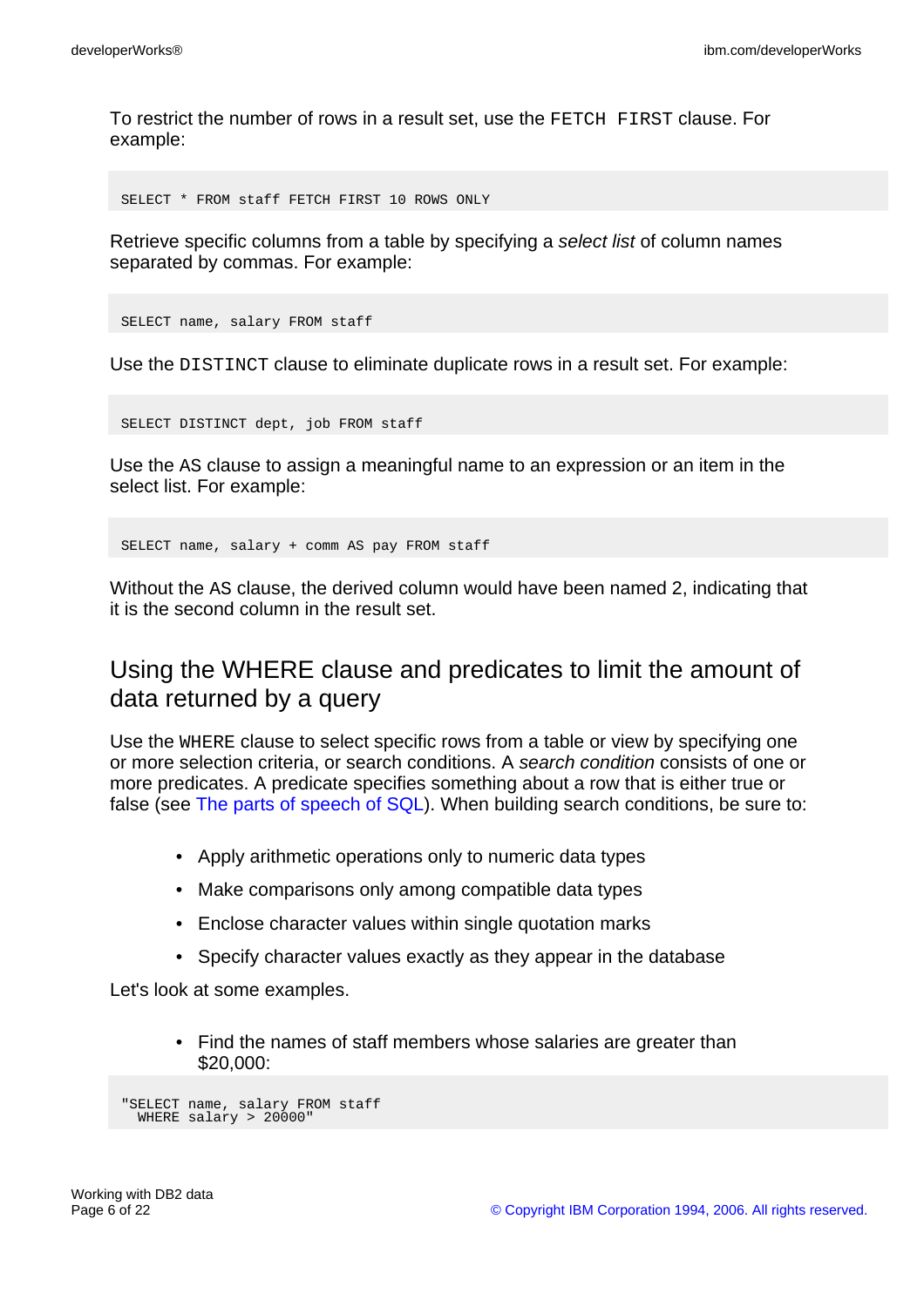To restrict the number of rows in a result set, use the `FETCH FIRST` clause. For example:

```
SELECT * FROM staff FETCH FIRST 10 ROWS ONLY
```

Retrieve specific columns from a table by specifying a *select list* of column names separated by commas. For example:

```
SELECT name, salary FROM staff
```

Use the `DISTINCT` clause to eliminate duplicate rows in a result set. For example:

```
SELECT DISTINCT dept, job FROM staff
```

Use the AS clause to assign a meaningful name to an expression or an item in the select list. For example:

```
SELECT name, salary + comm AS pay FROM staff
```

Without the AS clause, the derived column would have been named 2, indicating that it is the second column in the result set.

## Using the WHERE clause and predicates to limit the amount of data returned by a query

Use the `WHERE` clause to select specific rows from a table or view by specifying one or more selection criteria, or search conditions. A *search condition* consists of one or more predicates. A predicate specifies something about a row that is either true or false (see The parts of speech of SQL). When building search conditions, be sure to:

- Apply arithmetic operations only to numeric data types
- Make comparisons only among compatible data types
- Enclose character values within single quotation marks
- Specify character values exactly as they appear in the database

Let's look at some examples.

- Find the names of staff members whose salaries are greater than $20,000:

```
"SELECT name, salary FROM staff
  WHERE salary > 20000"
```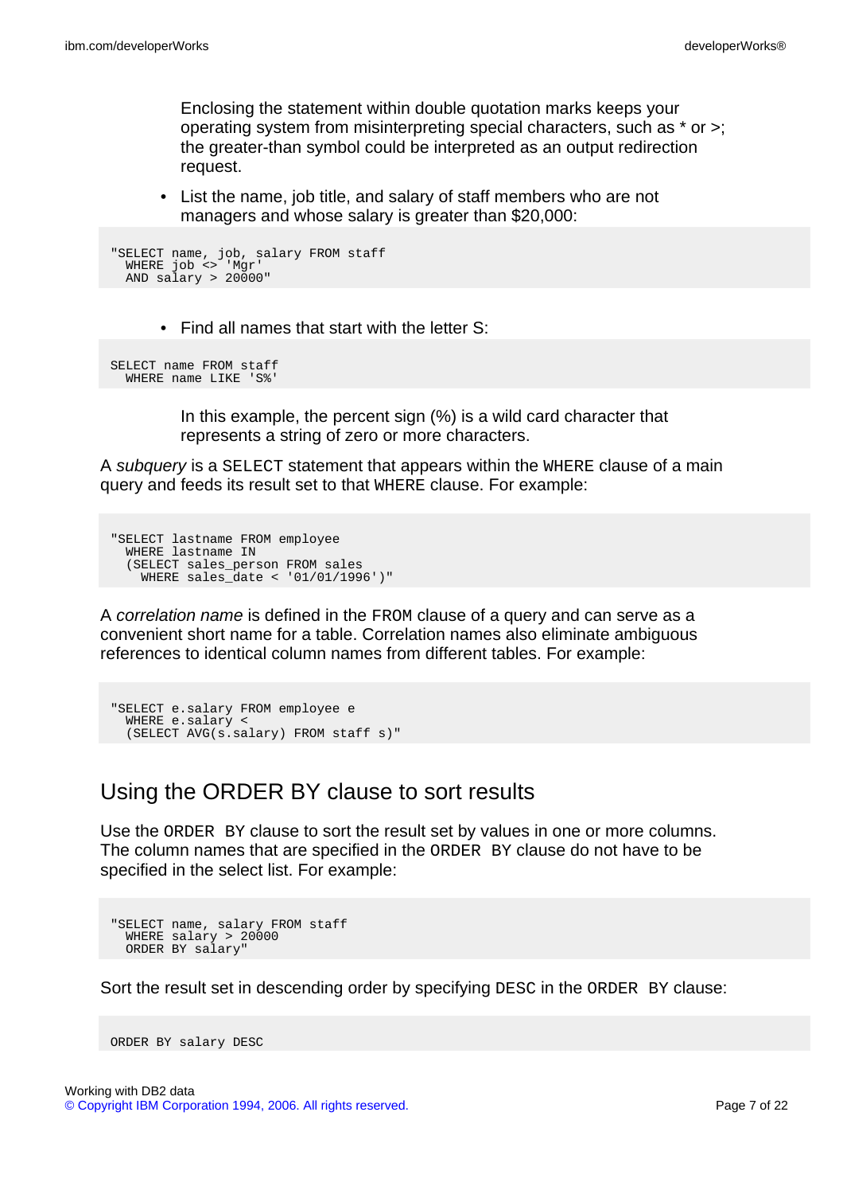Enclosing the statement within double quotation marks keeps your operating system from misinterpreting special characters, such as * or >; the greater-than symbol could be interpreted as an output redirection request.

- List the name, job title, and salary of staff members who are not managers and whose salary is greater than $20,000:

```
"SELECT name, job, salary FROM staff
  WHERE job <> 'Mgr'
  AND salary > 20000"
```

- Find all names that start with the letter S:

```
SELECT name FROM staff
  WHERE name LIKE 'S%'
```

In this example, the percent sign (%) is a wild card character that represents a string of zero or more characters.

A *subquery* is a `SELECT` statement that appears within the `WHERE` clause of a main query and feeds its result set to that `WHERE` clause. For example:

```
"SELECT lastname FROM employee
  WHERE lastname IN
  (SELECT sales_person FROM sales
    WHERE sales_date < '01/01/1996')"
```

A *correlation name* is defined in the `FROM` clause of a query and can serve as a convenient short name for a table. Correlation names also eliminate ambiguous references to identical column names from different tables. For example:

```
"SELECT e.salary FROM employee e
  WHERE e.salary <
  (SELECT AVG(s.salary) FROM staff s)"
```

## Using the ORDER BY clause to sort results

Use the `ORDER BY` clause to sort the result set by values in one or more columns. The column names that are specified in the `ORDER BY` clause do not have to be specified in the select list. For example:

```
"SELECT name, salary FROM staff
  WHERE salary > 20000
  ORDER BY salary"
```

Sort the result set in descending order by specifying `DESC` in the `ORDER BY` clause:

```
ORDER BY salary DESC
```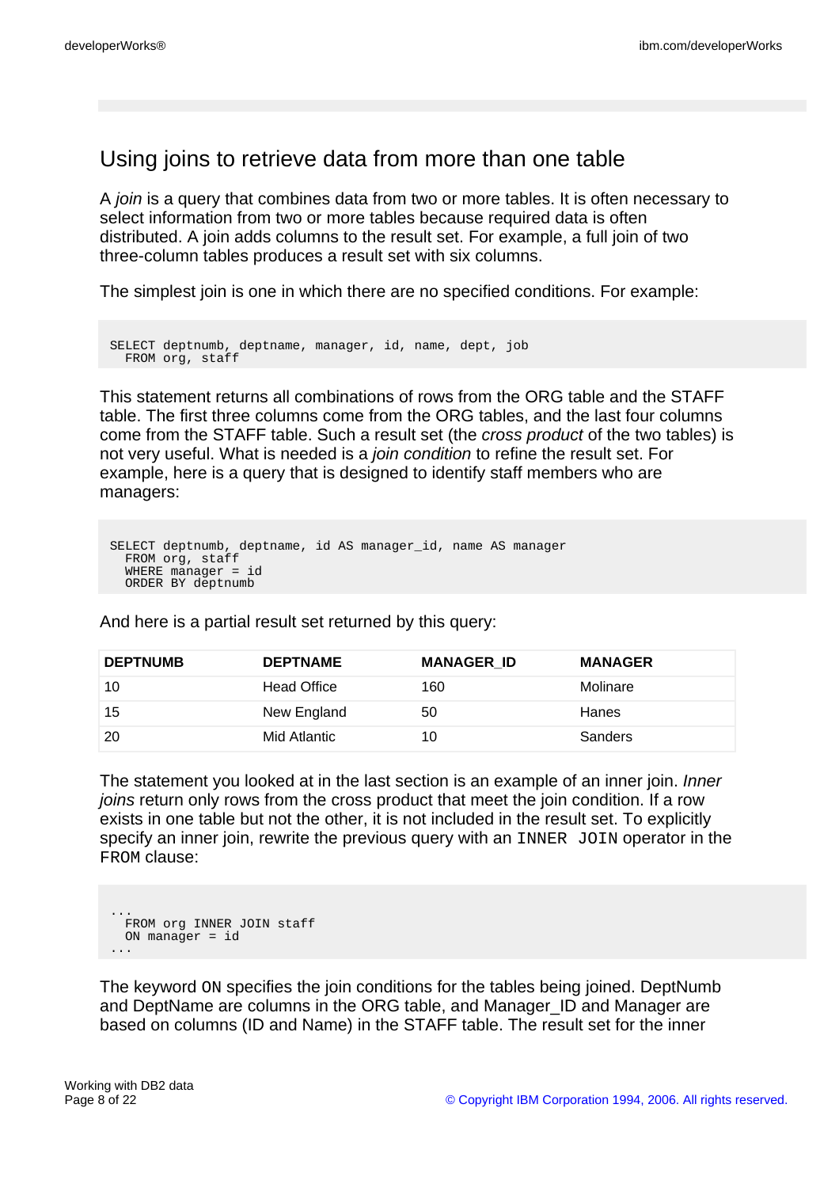## Using joins to retrieve data from more than one table

A *join* is a query that combines data from two or more tables. It is often necessary to select information from two or more tables because required data is often distributed. A join adds columns to the result set. For example, a full join of two three-column tables produces a result set with six columns.

The simplest join is one in which there are no specified conditions. For example:

```
SELECT deptnumb, deptname, manager, id, name, dept, job
  FROM org, staff
```

This statement returns all combinations of rows from the ORG table and the STAFF table. The first three columns come from the ORG tables, and the last four columns come from the STAFF table. Such a result set (the *cross product* of the two tables) is not very useful. What is needed is a *join condition* to refine the result set. For example, here is a query that is designed to identify staff members who are managers:

```
SELECT deptnumb, deptname, id AS manager_id, name AS manager
  FROM org, staff
  WHERE manager = id
  ORDER BY deptnumb
```

And here is a partial result set returned by this query:

| DEPTNUMB | DEPTNAME | MANAGER_ID | MANAGER |
|---|---|---|---|
| 10 | Head Office | 160 | Molinare |
| 15 | New England | 50 | Hanes |
| 20 | Mid Atlantic | 10 | Sanders |

The statement you looked at in the last section is an example of an inner join. *Inner joins* return only rows from the cross product that meet the join condition. If a row exists in one table but not the other, it is not included in the result set. To explicitly specify an inner join, rewrite the previous query with an `INNER JOIN` operator in the `FROM` clause:

```
...
  FROM org INNER JOIN staff
  ON manager = id
...
```

The keyword `ON` specifies the join conditions for the tables being joined. DeptNumb and DeptName are columns in the ORG table, and Manager_ID and Manager are based on columns (ID and Name) in the STAFF table. The result set for the inner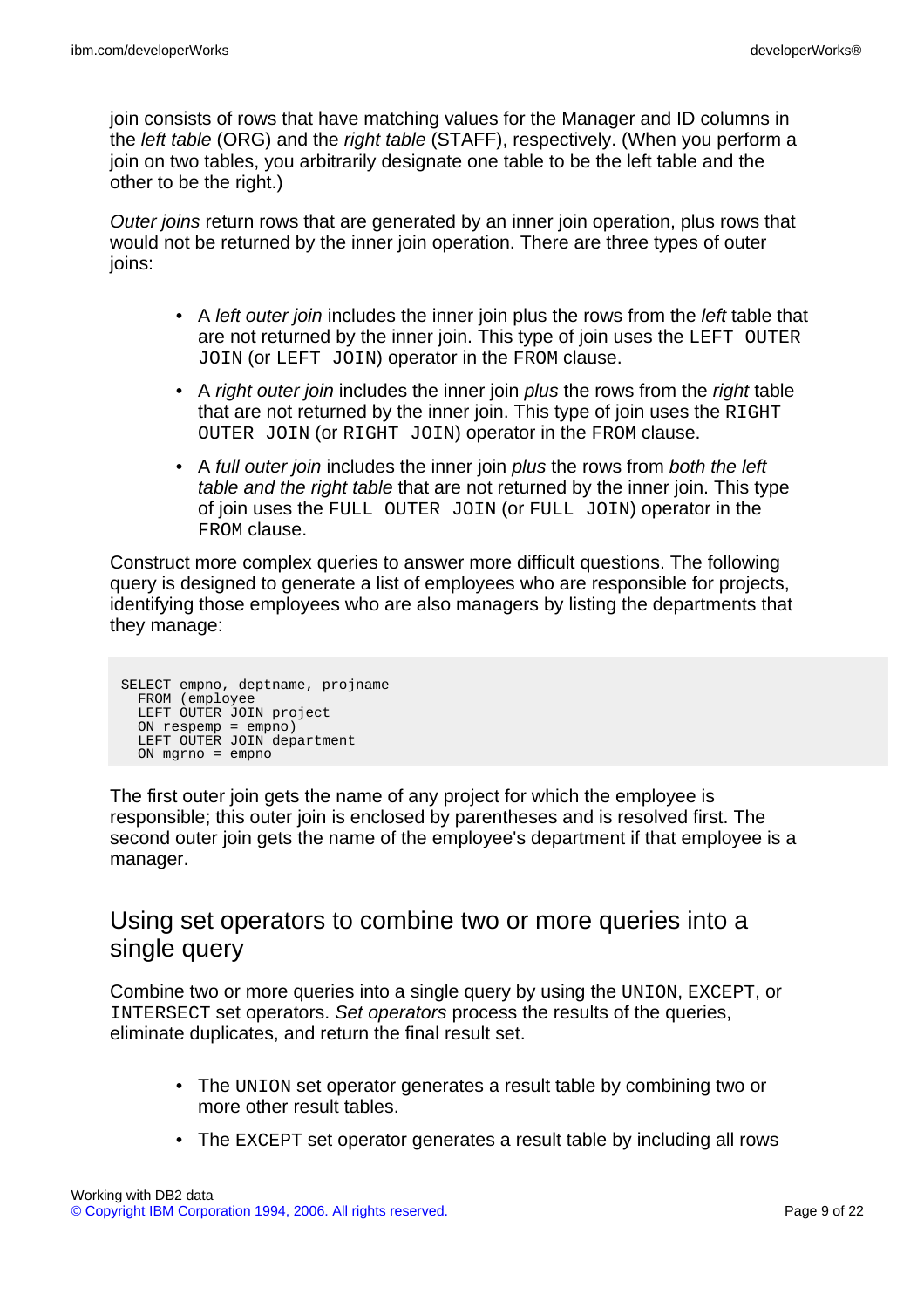join consists of rows that have matching values for the Manager and ID columns in the *left table* (ORG) and the *right table* (STAFF), respectively. (When you perform a join on two tables, you arbitrarily designate one table to be the left table and the other to be the right.)

*Outer joins* return rows that are generated by an inner join operation, plus rows that would not be returned by the inner join operation. There are three types of outer joins:

- A *left outer join* includes the inner join plus the rows from the *left* table that are not returned by the inner join. This type of join uses the `LEFT OUTER JOIN` (or `LEFT JOIN`) operator in the `FROM` clause.
- A *right outer join* includes the inner join *plus* the rows from the *right* table that are not returned by the inner join. This type of join uses the `RIGHT OUTER JOIN` (or `RIGHT JOIN`) operator in the `FROM` clause.
- A *full outer join* includes the inner join *plus* the rows from *both the left table and the right table* that are not returned by the inner join. This type of join uses the `FULL OUTER JOIN` (or `FULL JOIN`) operator in the `FROM` clause.

Construct more complex queries to answer more difficult questions. The following query is designed to generate a list of employees who are responsible for projects, identifying those employees who are also managers by listing the departments that they manage:

```
SELECT empno, deptname, projname
  FROM (employee
  LEFT OUTER JOIN project
  ON respemp = empno)
  LEFT OUTER JOIN department
  ON mgrno = empno
```

The first outer join gets the name of any project for which the employee is responsible; this outer join is enclosed by parentheses and is resolved first. The second outer join gets the name of the employee's department if that employee is a manager.

## Using set operators to combine two or more queries into a single query

Combine two or more queries into a single query by using the `UNION`, `EXCEPT`, or `INTERSECT` set operators. *Set operators* process the results of the queries, eliminate duplicates, and return the final result set.

- The `UNION` set operator generates a result table by combining two or more other result tables.
- The `EXCEPT` set operator generates a result table by including all rows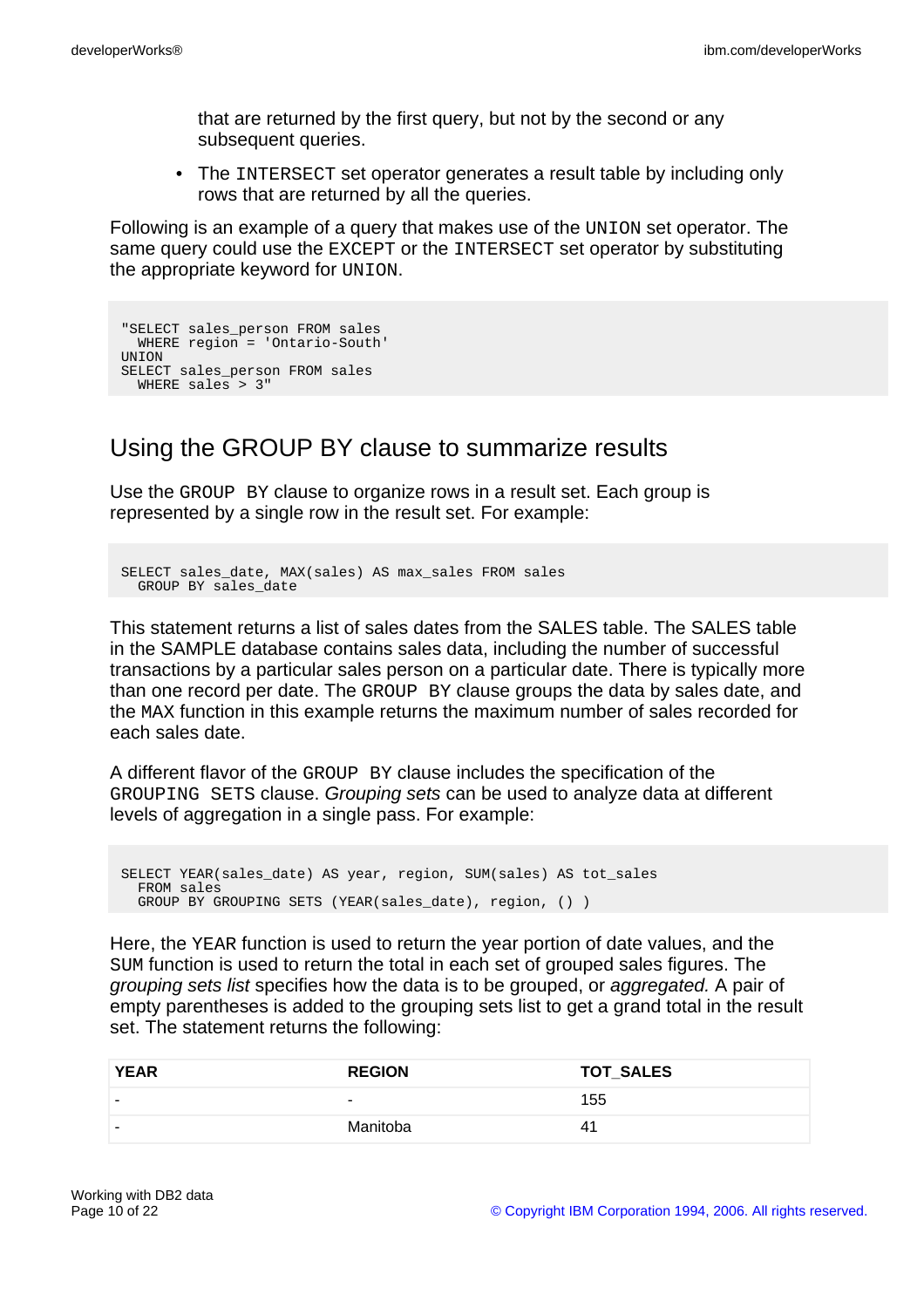that are returned by the first query, but not by the second or any subsequent queries.

- The INTERSECT set operator generates a result table by including only rows that are returned by all the queries.

Following is an example of a query that makes use of the UNION set operator. The same query could use the EXCEPT or the INTERSECT set operator by substituting the appropriate keyword for UNION.

```
"SELECT sales_person FROM sales
  WHERE region = 'Ontario-South'
UNION
SELECT sales_person FROM sales
  WHERE sales > 3"
```

## Using the GROUP BY clause to summarize results

Use the GROUP BY clause to organize rows in a result set. Each group is represented by a single row in the result set. For example:

```
SELECT sales_date, MAX(sales) AS max_sales FROM sales
  GROUP BY sales_date
```

This statement returns a list of sales dates from the SALES table. The SALES table in the SAMPLE database contains sales data, including the number of successful transactions by a particular sales person on a particular date. There is typically more than one record per date. The GROUP BY clause groups the data by sales date, and the MAX function in this example returns the maximum number of sales recorded for each sales date.

A different flavor of the GROUP BY clause includes the specification of the GROUPING SETS clause. *Grouping sets* can be used to analyze data at different levels of aggregation in a single pass. For example:

```
SELECT YEAR(sales_date) AS year, region, SUM(sales) AS tot_sales
  FROM sales
  GROUP BY GROUPING SETS (YEAR(sales_date), region, () )
```

Here, the YEAR function is used to return the year portion of date values, and the SUM function is used to return the total in each set of grouped sales figures. The *grouping sets list* specifies how the data is to be grouped, or *aggregated.* A pair of empty parentheses is added to the grouping sets list to get a grand total in the result set. The statement returns the following:

| YEAR | REGION | TOT_SALES |
|---|---|---|
| - | - | 155 |
| - | Manitoba | 41 |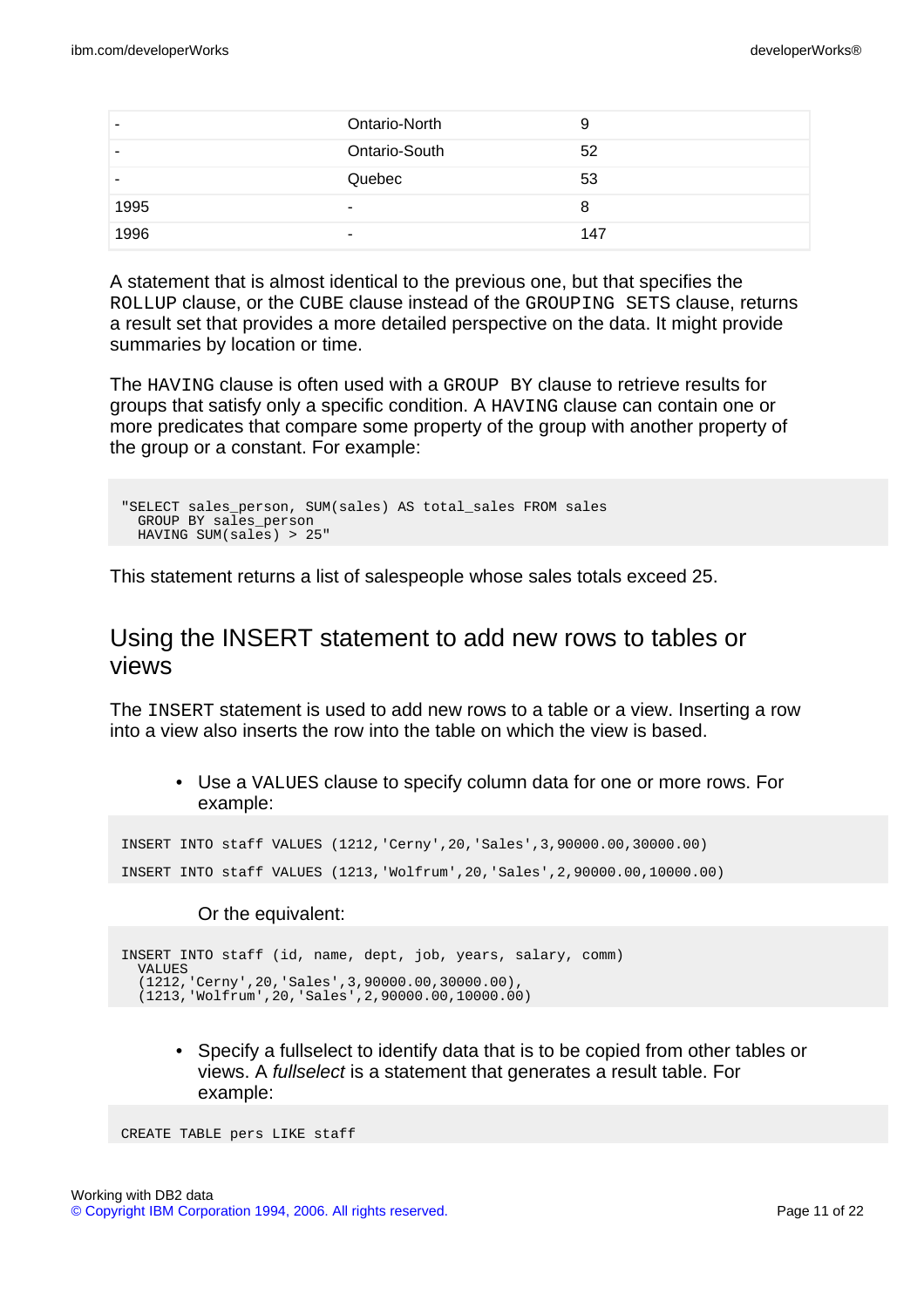| - | Ontario-North | 9 |
|---|---|---|
| - | Ontario-South | 52 |
| - | Quebec | 53 |
| 1995 | - | 8 |
| 1996 | - | 147 |

A statement that is almost identical to the previous one, but that specifies the `ROLLUP` clause, or the `CUBE` clause instead of the `GROUPING SETS` clause, returns a result set that provides a more detailed perspective on the data. It might provide summaries by location or time.

The `HAVING` clause is often used with a `GROUP BY` clause to retrieve results for groups that satisfy only a specific condition. A `HAVING` clause can contain one or more predicates that compare some property of the group with another property of the group or a constant. For example:

```
"SELECT sales_person, SUM(sales) AS total_sales FROM sales
  GROUP BY sales_person
  HAVING SUM(sales) > 25"
```

This statement returns a list of salespeople whose sales totals exceed 25.

## Using the INSERT statement to add new rows to tables or views

The `INSERT` statement is used to add new rows to a table or a view. Inserting a row into a view also inserts the row into the table on which the view is based.

- Use a `VALUES` clause to specify column data for one or more rows. For example:

```
INSERT INTO staff VALUES (1212,'Cerny',20,'Sales',3,90000.00,30000.00)
INSERT INTO staff VALUES (1213,'Wolfrum',20,'Sales',2,90000.00,10000.00)
```

  Or the equivalent:

```
INSERT INTO staff (id, name, dept, job, years, salary, comm)
  VALUES
  (1212,'Cerny',20,'Sales',3,90000.00,30000.00),
  (1213,'Wolfrum',20,'Sales',2,90000.00,10000.00)
```

- Specify a fullselect to identify data that is to be copied from other tables or views. A *fullselect* is a statement that generates a result table. For example:

```
CREATE TABLE pers LIKE staff
```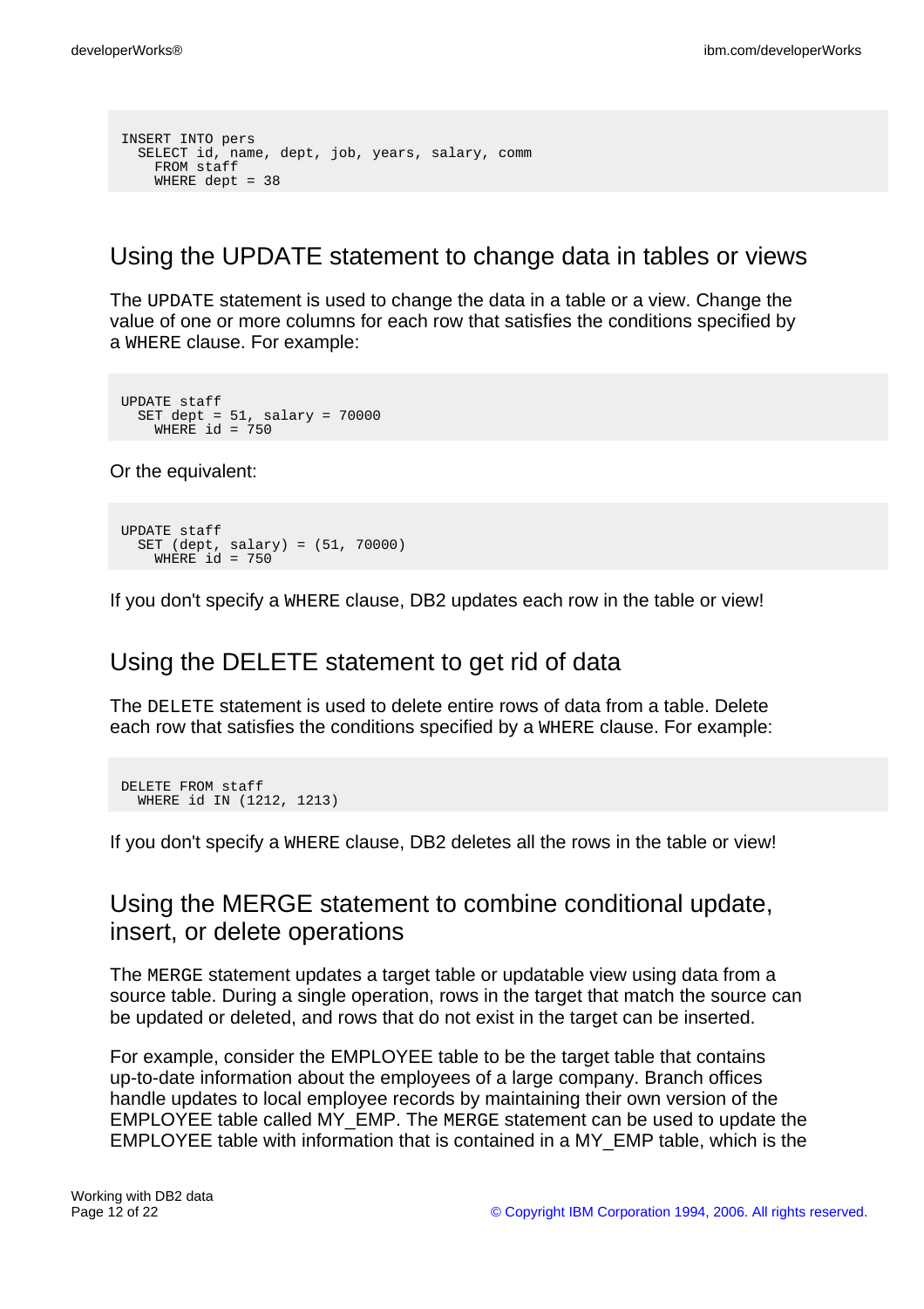```
INSERT INTO pers
  SELECT id, name, dept, job, years, salary, comm
    FROM staff
    WHERE dept = 38
```

## Using the UPDATE statement to change data in tables or views

The `UPDATE` statement is used to change the data in a table or a view. Change the value of one or more columns for each row that satisfies the conditions specified by a `WHERE` clause. For example:

```
UPDATE staff
  SET dept = 51, salary = 70000
    WHERE id = 750
```

Or the equivalent:

```
UPDATE staff
  SET (dept, salary) = (51, 70000)
    WHERE id = 750
```

If you don't specify a `WHERE` clause, DB2 updates each row in the table or view!

## Using the DELETE statement to get rid of data

The `DELETE` statement is used to delete entire rows of data from a table. Delete each row that satisfies the conditions specified by a `WHERE` clause. For example:

```
DELETE FROM staff
  WHERE id IN (1212, 1213)
```

If you don't specify a `WHERE` clause, DB2 deletes all the rows in the table or view!

## Using the MERGE statement to combine conditional update, insert, or delete operations

The `MERGE` statement updates a target table or updatable view using data from a source table. During a single operation, rows in the target that match the source can be updated or deleted, and rows that do not exist in the target can be inserted.

For example, consider the EMPLOYEE table to be the target table that contains up-to-date information about the employees of a large company. Branch offices handle updates to local employee records by maintaining their own version of the EMPLOYEE table called MY_EMP. The `MERGE` statement can be used to update the EMPLOYEE table with information that is contained in a MY_EMP table, which is the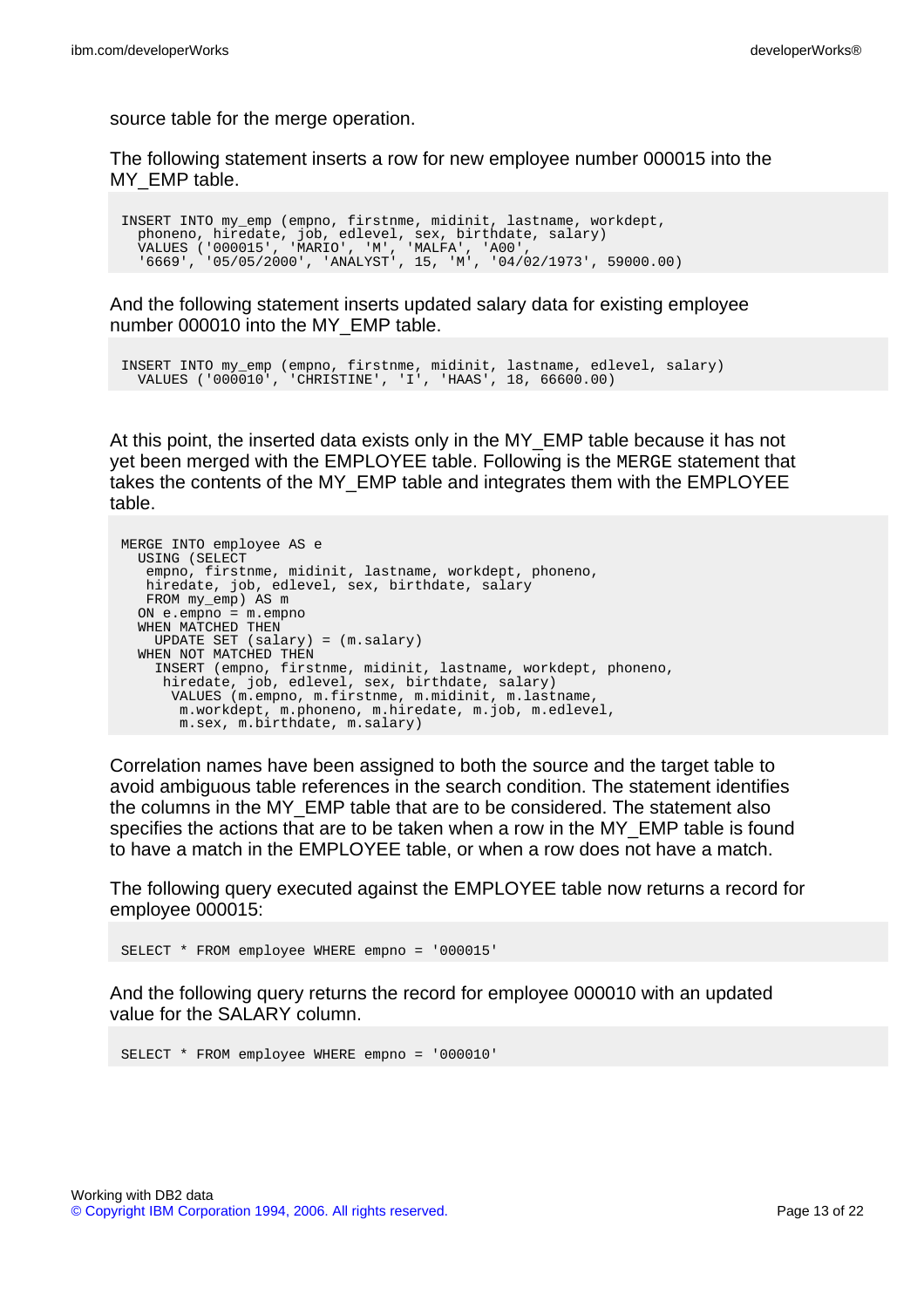source table for the merge operation.

The following statement inserts a row for new employee number 000015 into the MY_EMP table.

```
INSERT INTO my_emp (empno, firstnme, midinit, lastname, workdept,
  phoneno, hiredate, job, edlevel, sex, birthdate, salary)
  VALUES ('000015', 'MARIO', 'M', 'MALFA', 'A00',
  '6669', '05/05/2000', 'ANALYST', 15, 'M', '04/02/1973', 59000.00)
```

And the following statement inserts updated salary data for existing employee number 000010 into the MY_EMP table.

```
INSERT INTO my_emp (empno, firstnme, midinit, lastname, edlevel, salary)
  VALUES ('000010', 'CHRISTINE', 'I', 'HAAS', 18, 66600.00)
```

At this point, the inserted data exists only in the MY_EMP table because it has not yet been merged with the EMPLOYEE table. Following is the `MERGE` statement that takes the contents of the MY_EMP table and integrates them with the EMPLOYEE table.

```
MERGE INTO employee AS e
  USING (SELECT
   empno, firstnme, midinit, lastname, workdept, phoneno,
   hiredate, job, edlevel, sex, birthdate, salary
   FROM my_emp) AS m
  ON e.empno = m.empno
  WHEN MATCHED THEN
    UPDATE SET (salary) = (m.salary)
  WHEN NOT MATCHED THEN
    INSERT (empno, firstnme, midinit, lastname, workdept, phoneno,
     hiredate, job, edlevel, sex, birthdate, salary)
      VALUES (m.empno, m.firstnme, m.midinit, m.lastname,
       m.workdept, m.phoneno, m.hiredate, m.job, m.edlevel,
       m.sex, m.birthdate, m.salary)
```

Correlation names have been assigned to both the source and the target table to avoid ambiguous table references in the search condition. The statement identifies the columns in the MY_EMP table that are to be considered. The statement also specifies the actions that are to be taken when a row in the MY_EMP table is found to have a match in the EMPLOYEE table, or when a row does not have a match.

The following query executed against the EMPLOYEE table now returns a record for employee 000015:

```
SELECT * FROM employee WHERE empno = '000015'
```

And the following query returns the record for employee 000010 with an updated value for the SALARY column.

```
SELECT * FROM employee WHERE empno = '000010'
```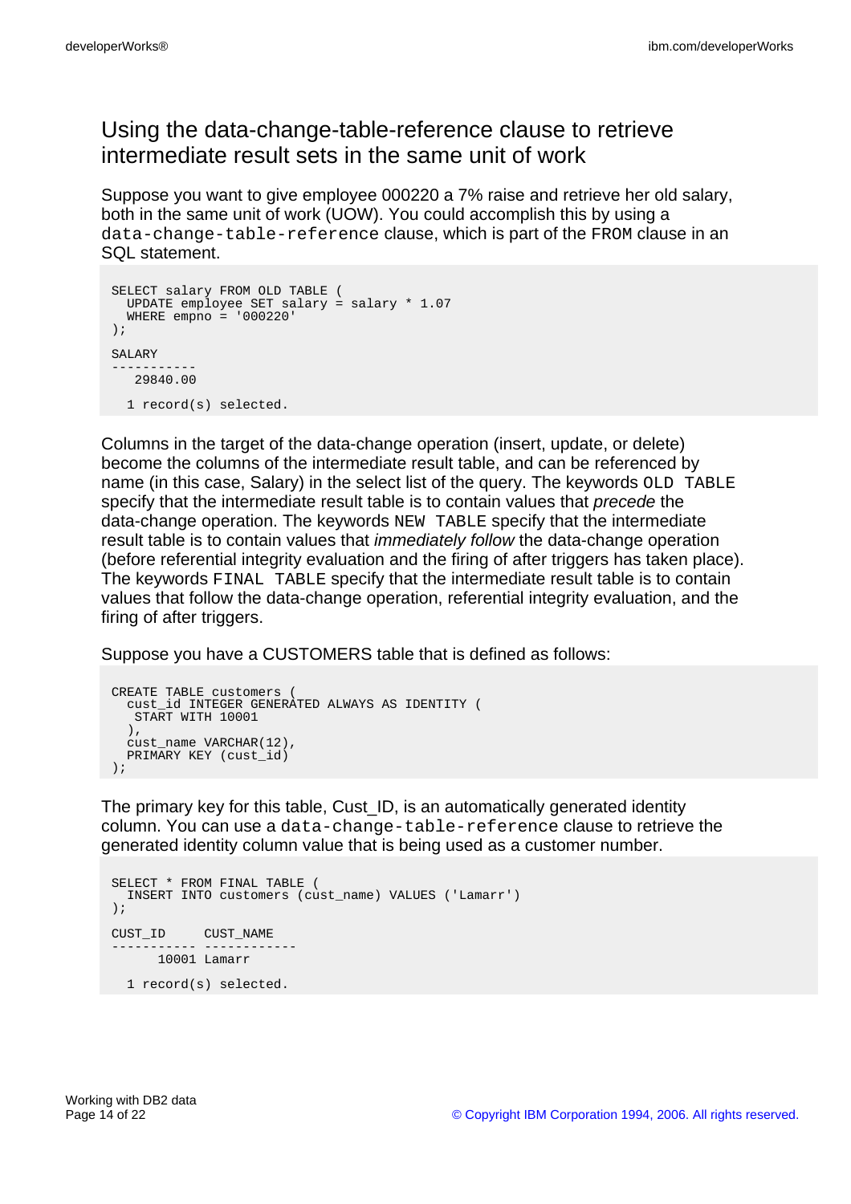## Using the data-change-table-reference clause to retrieve intermediate result sets in the same unit of work

Suppose you want to give employee 000220 a 7% raise and retrieve her old salary, both in the same unit of work (UOW). You could accomplish this by using a `data-change-table-reference` clause, which is part of the `FROM` clause in an SQL statement.

```
SELECT salary FROM OLD TABLE (
  UPDATE employee SET salary = salary * 1.07
  WHERE empno = '000220'
);

SALARY
-----------
   29840.00

  1 record(s) selected.
```

Columns in the target of the data-change operation (insert, update, or delete) become the columns of the intermediate result table, and can be referenced by name (in this case, Salary) in the select list of the query. The keywords `OLD TABLE` specify that the intermediate result table is to contain values that *precede* the data-change operation. The keywords `NEW TABLE` specify that the intermediate result table is to contain values that *immediately follow* the data-change operation (before referential integrity evaluation and the firing of after triggers has taken place). The keywords `FINAL TABLE` specify that the intermediate result table is to contain values that follow the data-change operation, referential integrity evaluation, and the firing of after triggers.

Suppose you have a CUSTOMERS table that is defined as follows:

```
CREATE TABLE customers (
  cust_id INTEGER GENERATED ALWAYS AS IDENTITY (
   START WITH 10001
  ),
  cust_name VARCHAR(12),
  PRIMARY KEY (cust_id)
);
```

The primary key for this table, Cust_ID, is an automatically generated identity column. You can use a `data-change-table-reference` clause to retrieve the generated identity column value that is being used as a customer number.

```
SELECT * FROM FINAL TABLE (
  INSERT INTO customers (cust_name) VALUES ('Lamarr')
);

CUST_ID     CUST_NAME
----------- ------------
      10001 Lamarr

  1 record(s) selected.
```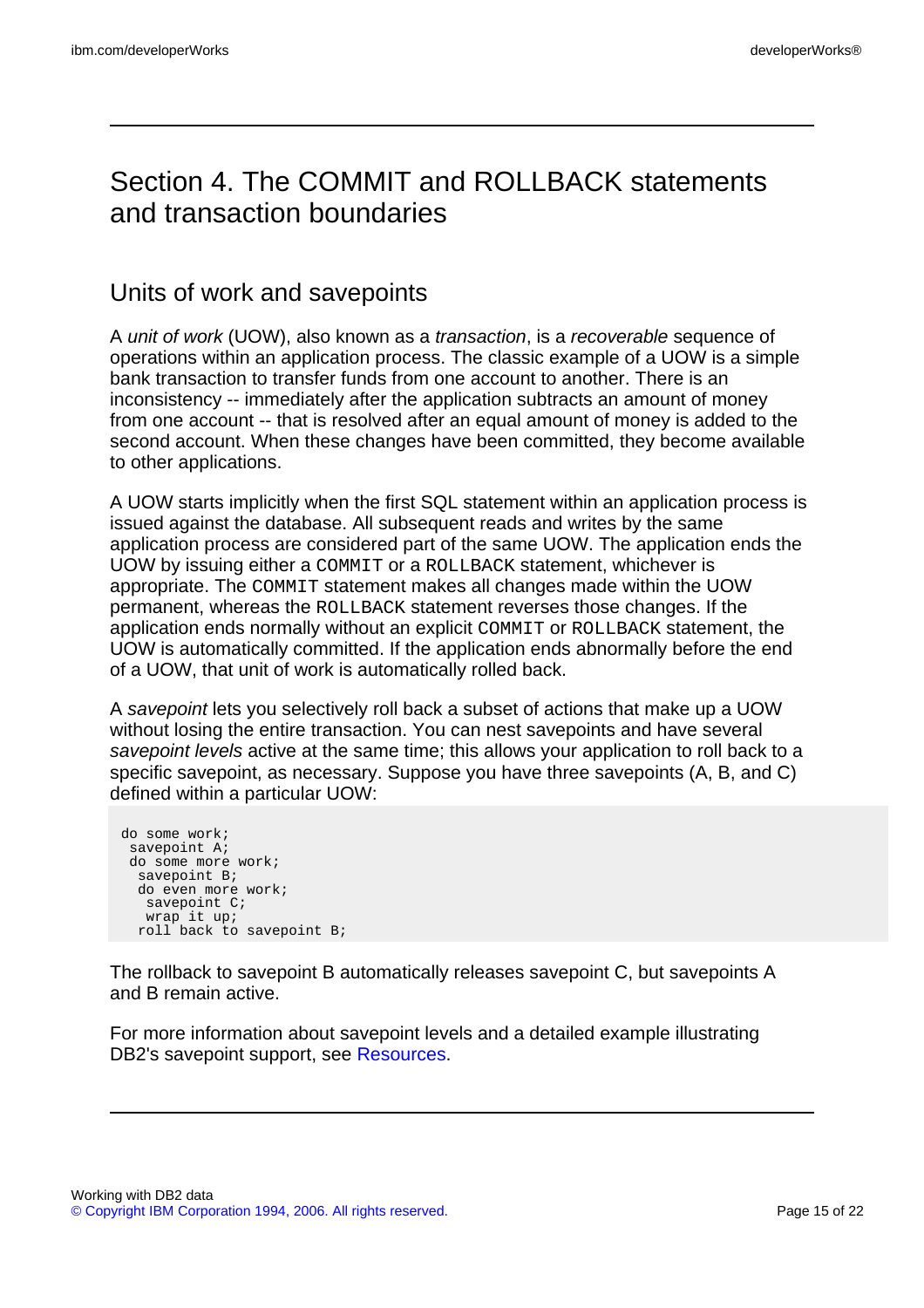# Section 4. The COMMIT and ROLLBACK statements and transaction boundaries

## Units of work and savepoints

A *unit of work* (UOW), also known as a *transaction*, is a *recoverable* sequence of operations within an application process. The classic example of a UOW is a simple bank transaction to transfer funds from one account to another. There is an inconsistency -- immediately after the application subtracts an amount of money from one account -- that is resolved after an equal amount of money is added to the second account. When these changes have been committed, they become available to other applications.

A UOW starts implicitly when the first SQL statement within an application process is issued against the database. All subsequent reads and writes by the same application process are considered part of the same UOW. The application ends the UOW by issuing either a `COMMIT` or a `ROLLBACK` statement, whichever is appropriate. The `COMMIT` statement makes all changes made within the UOW permanent, whereas the `ROLLBACK` statement reverses those changes. If the application ends normally without an explicit `COMMIT` or `ROLLBACK` statement, the UOW is automatically committed. If the application ends abnormally before the end of a UOW, that unit of work is automatically rolled back.

A *savepoint* lets you selectively roll back a subset of actions that make up a UOW without losing the entire transaction. You can nest savepoints and have several *savepoint levels* active at the same time; this allows your application to roll back to a specific savepoint, as necessary. Suppose you have three savepoints (A, B, and C) defined within a particular UOW:

```
do some work;
 savepoint A;
 do some more work;
  savepoint B;
  do even more work;
   savepoint C;
   wrap it up;
  roll back to savepoint B;
```

The rollback to savepoint B automatically releases savepoint C, but savepoints A and B remain active.

For more information about savepoint levels and a detailed example illustrating DB2's savepoint support, see Resources.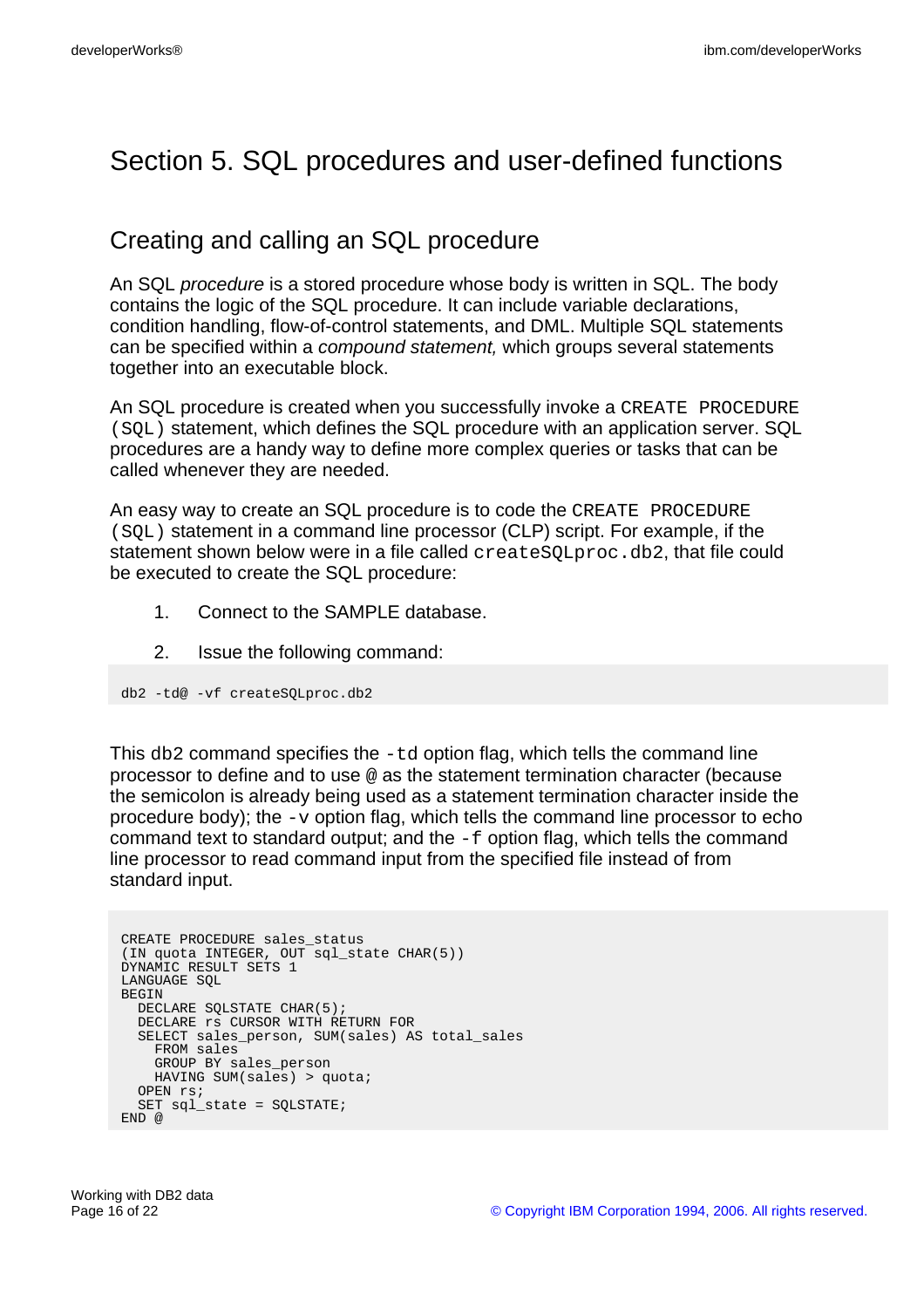# Section 5. SQL procedures and user-defined functions

## Creating and calling an SQL procedure

An SQL *procedure* is a stored procedure whose body is written in SQL. The body contains the logic of the SQL procedure. It can include variable declarations, condition handling, flow-of-control statements, and DML. Multiple SQL statements can be specified within a *compound statement,* which groups several statements together into an executable block.

An SQL procedure is created when you successfully invoke a `CREATE PROCEDURE (SQL)` statement, which defines the SQL procedure with an application server. SQL procedures are a handy way to define more complex queries or tasks that can be called whenever they are needed.

An easy way to create an SQL procedure is to code the `CREATE PROCEDURE (SQL)` statement in a command line processor (CLP) script. For example, if the statement shown below were in a file called `createSQLproc.db2`, that file could be executed to create the SQL procedure:

1. Connect to the SAMPLE database.
2. Issue the following command:

```
db2 -td@ -vf createSQLproc.db2
```

This `db2` command specifies the `-td` option flag, which tells the command line processor to define and to use `@` as the statement termination character (because the semicolon is already being used as a statement termination character inside the procedure body); the `-v` option flag, which tells the command line processor to echo command text to standard output; and the `-f` option flag, which tells the command line processor to read command input from the specified file instead of from standard input.

```
CREATE PROCEDURE sales_status
(IN quota INTEGER, OUT sql_state CHAR(5))
DYNAMIC RESULT SETS 1
LANGUAGE SQL
BEGIN
  DECLARE SQLSTATE CHAR(5);
  DECLARE rs CURSOR WITH RETURN FOR
  SELECT sales_person, SUM(sales) AS total_sales
    FROM sales
    GROUP BY sales_person
    HAVING SUM(sales) > quota;
  OPEN rs;
  SET sql_state = SQLSTATE;
END @
```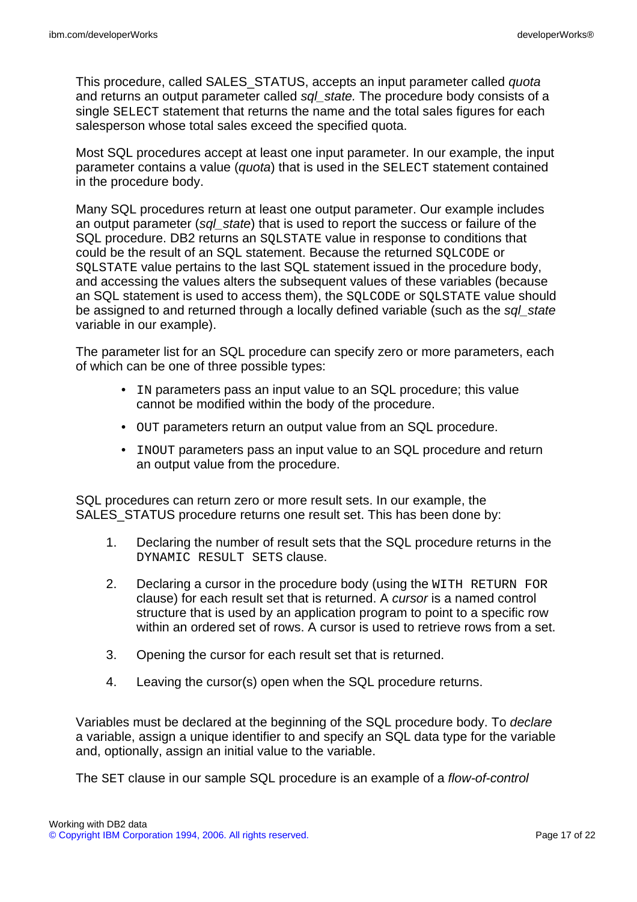This procedure, called SALES_STATUS, accepts an input parameter called *quota* and returns an output parameter called *sql_state.* The procedure body consists of a single `SELECT` statement that returns the name and the total sales figures for each salesperson whose total sales exceed the specified quota.

Most SQL procedures accept at least one input parameter. In our example, the input parameter contains a value (*quota*) that is used in the `SELECT` statement contained in the procedure body.

Many SQL procedures return at least one output parameter. Our example includes an output parameter (*sql_state*) that is used to report the success or failure of the SQL procedure. DB2 returns an `SQLSTATE` value in response to conditions that could be the result of an SQL statement. Because the returned `SQLCODE` or `SQLSTATE` value pertains to the last SQL statement issued in the procedure body, and accessing the values alters the subsequent values of these variables (because an SQL statement is used to access them), the `SQLCODE` or `SQLSTATE` value should be assigned to and returned through a locally defined variable (such as the *sql_state* variable in our example).

The parameter list for an SQL procedure can specify zero or more parameters, each of which can be one of three possible types:

- `IN` parameters pass an input value to an SQL procedure; this value cannot be modified within the body of the procedure.
- `OUT` parameters return an output value from an SQL procedure.
- `INOUT` parameters pass an input value to an SQL procedure and return an output value from the procedure.

SQL procedures can return zero or more result sets. In our example, the SALES_STATUS procedure returns one result set. This has been done by:

1. Declaring the number of result sets that the SQL procedure returns in the `DYNAMIC RESULT SETS` clause.
2. Declaring a cursor in the procedure body (using the `WITH RETURN FOR` clause) for each result set that is returned. A *cursor* is a named control structure that is used by an application program to point to a specific row within an ordered set of rows. A cursor is used to retrieve rows from a set.
3. Opening the cursor for each result set that is returned.
4. Leaving the cursor(s) open when the SQL procedure returns.

Variables must be declared at the beginning of the SQL procedure body. To *declare* a variable, assign a unique identifier to and specify an SQL data type for the variable and, optionally, assign an initial value to the variable.

The `SET` clause in our sample SQL procedure is an example of a *flow-of-control*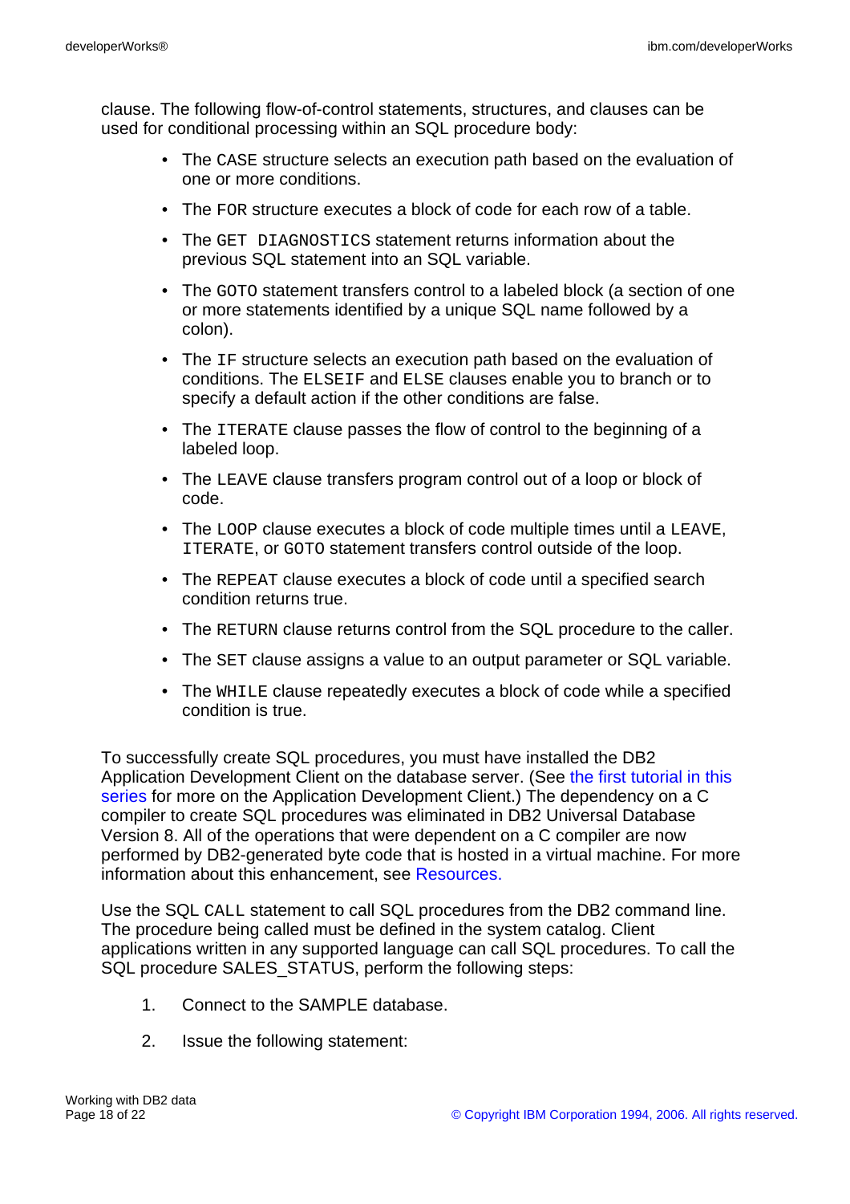clause. The following flow-of-control statements, structures, and clauses can be used for conditional processing within an SQL procedure body:

- The `CASE` structure selects an execution path based on the evaluation of one or more conditions.
- The `FOR` structure executes a block of code for each row of a table.
- The `GET DIAGNOSTICS` statement returns information about the previous SQL statement into an SQL variable.
- The `GOTO` statement transfers control to a labeled block (a section of one or more statements identified by a unique SQL name followed by a colon).
- The `IF` structure selects an execution path based on the evaluation of conditions. The `ELSEIF` and `ELSE` clauses enable you to branch or to specify a default action if the other conditions are false.
- The `ITERATE` clause passes the flow of control to the beginning of a labeled loop.
- The `LEAVE` clause transfers program control out of a loop or block of code.
- The `LOOP` clause executes a block of code multiple times until a `LEAVE`, `ITERATE`, or `GOTO` statement transfers control outside of the loop.
- The `REPEAT` clause executes a block of code until a specified search condition returns true.
- The `RETURN` clause returns control from the SQL procedure to the caller.
- The `SET` clause assigns a value to an output parameter or SQL variable.
- The `WHILE` clause repeatedly executes a block of code while a specified condition is true.

To successfully create SQL procedures, you must have installed the DB2 Application Development Client on the database server. (See the first tutorial in this series for more on the Application Development Client.) The dependency on a C compiler to create SQL procedures was eliminated in DB2 Universal Database Version 8. All of the operations that were dependent on a C compiler are now performed by DB2-generated byte code that is hosted in a virtual machine. For more information about this enhancement, see Resources.

Use the SQL `CALL` statement to call SQL procedures from the DB2 command line. The procedure being called must be defined in the system catalog. Client applications written in any supported language can call SQL procedures. To call the SQL procedure SALES_STATUS, perform the following steps:

1. Connect to the SAMPLE database.
2. Issue the following statement: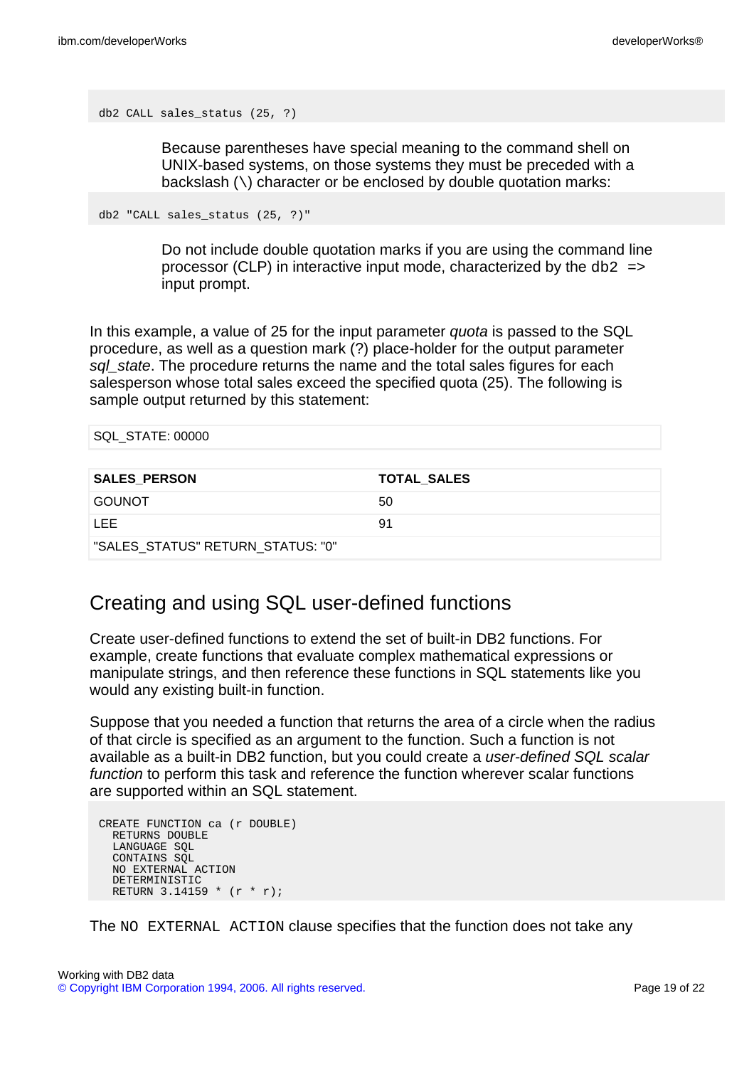```
db2 CALL sales_status (25, ?)
```

Because parentheses have special meaning to the command shell on UNIX-based systems, on those systems they must be preceded with a backslash (\) character or be enclosed by double quotation marks:

```
db2 "CALL sales_status (25, ?)"
```

Do not include double quotation marks if you are using the command line processor (CLP) in interactive input mode, characterized by the `db2 =>` input prompt.

In this example, a value of 25 for the input parameter *quota* is passed to the SQL procedure, as well as a question mark (?) place-holder for the output parameter *sql_state*. The procedure returns the name and the total sales figures for each salesperson whose total sales exceed the specified quota (25). The following is sample output returned by this statement:

SQL_STATE: 00000

| SALES_PERSON | TOTAL_SALES |
| --- | --- |
| GOUNOT | 50 |
| LEE | 91 |
| "SALES_STATUS" RETURN_STATUS: "0" | |

## Creating and using SQL user-defined functions

Create user-defined functions to extend the set of built-in DB2 functions. For example, create functions that evaluate complex mathematical expressions or manipulate strings, and then reference these functions in SQL statements like you would any existing built-in function.

Suppose that you needed a function that returns the area of a circle when the radius of that circle is specified as an argument to the function. Such a function is not available as a built-in DB2 function, but you could create a *user-defined SQL scalar function* to perform this task and reference the function wherever scalar functions are supported within an SQL statement.

```
CREATE FUNCTION ca (r DOUBLE)
  RETURNS DOUBLE
  LANGUAGE SQL
  CONTAINS SQL
  NO EXTERNAL ACTION
  DETERMINISTIC
  RETURN 3.14159 * (r * r);
```

The `NO EXTERNAL ACTION` clause specifies that the function does not take any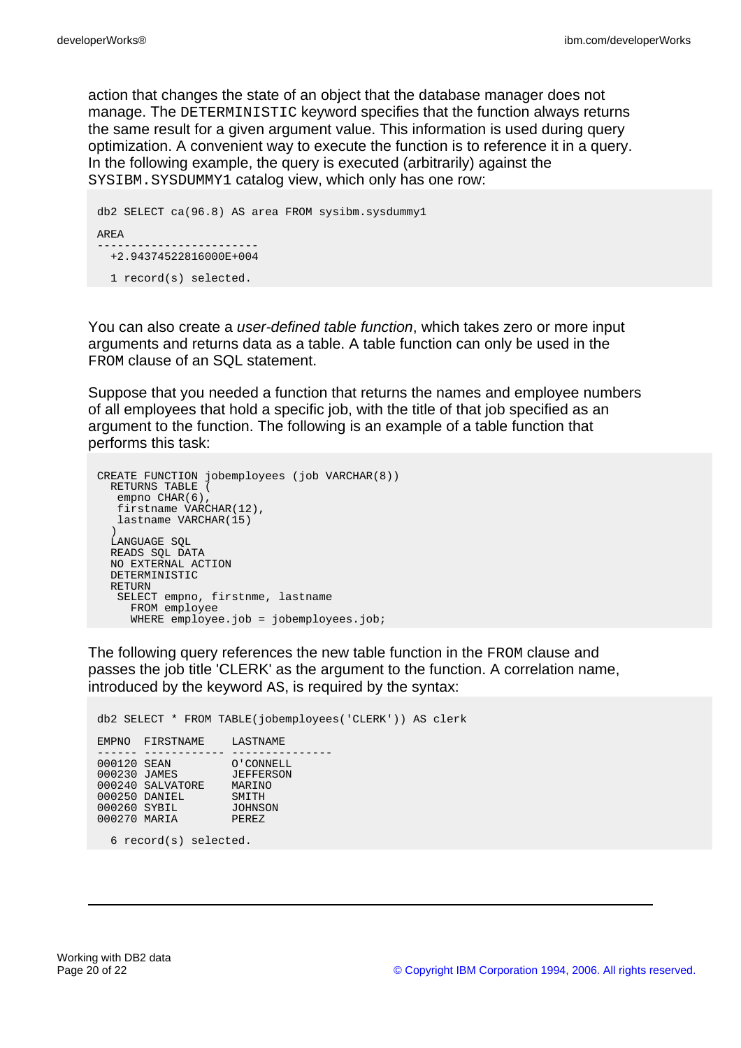action that changes the state of an object that the database manager does not manage. The `DETERMINISTIC` keyword specifies that the function always returns the same result for a given argument value. This information is used during query optimization. A convenient way to execute the function is to reference it in a query. In the following example, the query is executed (arbitrarily) against the `SYSIBM.SYSDUMMY1` catalog view, which only has one row:

```
db2 SELECT ca(96.8) AS area FROM sysibm.sysdummy1

AREA
------------------------
  +2.94374522816000E+004

  1 record(s) selected.
```

You can also create a *user-defined table function*, which takes zero or more input arguments and returns data as a table. A table function can only be used in the `FROM` clause of an SQL statement.

Suppose that you needed a function that returns the names and employee numbers of all employees that hold a specific job, with the title of that job specified as an argument to the function. The following is an example of a table function that performs this task:

```
CREATE FUNCTION jobemployees (job VARCHAR(8))
  RETURNS TABLE (
   empno CHAR(6),
   firstname VARCHAR(12),
   lastname VARCHAR(15)
  )
  LANGUAGE SQL
  READS SQL DATA
  NO EXTERNAL ACTION
  DETERMINISTIC
  RETURN
   SELECT empno, firstnme, lastname
     FROM employee
     WHERE employee.job = jobemployees.job;
```

The following query references the new table function in the `FROM` clause and passes the job title 'CLERK' as the argument to the function. A correlation name, introduced by the keyword AS, is required by the syntax:

```
db2 SELECT * FROM TABLE(jobemployees('CLERK')) AS clerk

EMPNO  FIRSTNAME    LASTNAME
------ ------------ ---------------
000120 SEAN         O'CONNELL
000230 JAMES        JEFFERSON
000240 SALVATORE    MARINO
000250 DANIEL       SMITH
000260 SYBIL        JOHNSON
000270 MARIA        PEREZ

  6 record(s) selected.
```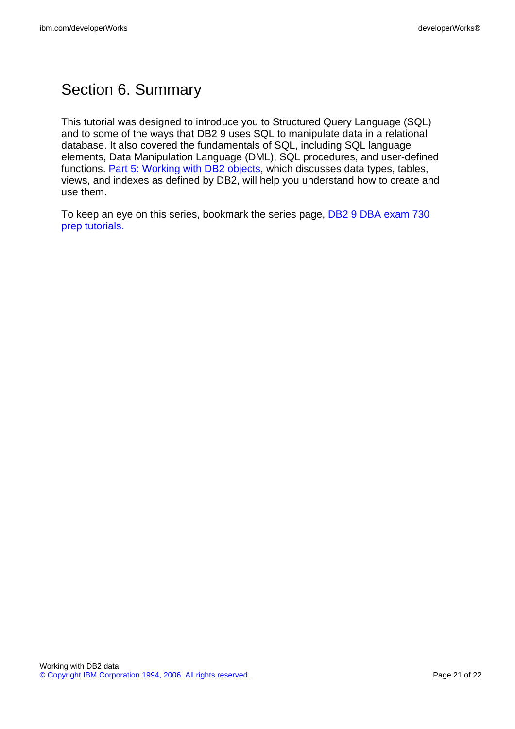# Section 6. Summary

This tutorial was designed to introduce you to Structured Query Language (SQL) and to some of the ways that DB2 9 uses SQL to manipulate data in a relational database. It also covered the fundamentals of SQL, including SQL language elements, Data Manipulation Language (DML), SQL procedures, and user-defined functions. Part 5: Working with DB2 objects, which discusses data types, tables, views, and indexes as defined by DB2, will help you understand how to create and use them.

To keep an eye on this series, bookmark the series page, DB2 9 DBA exam 730 prep tutorials.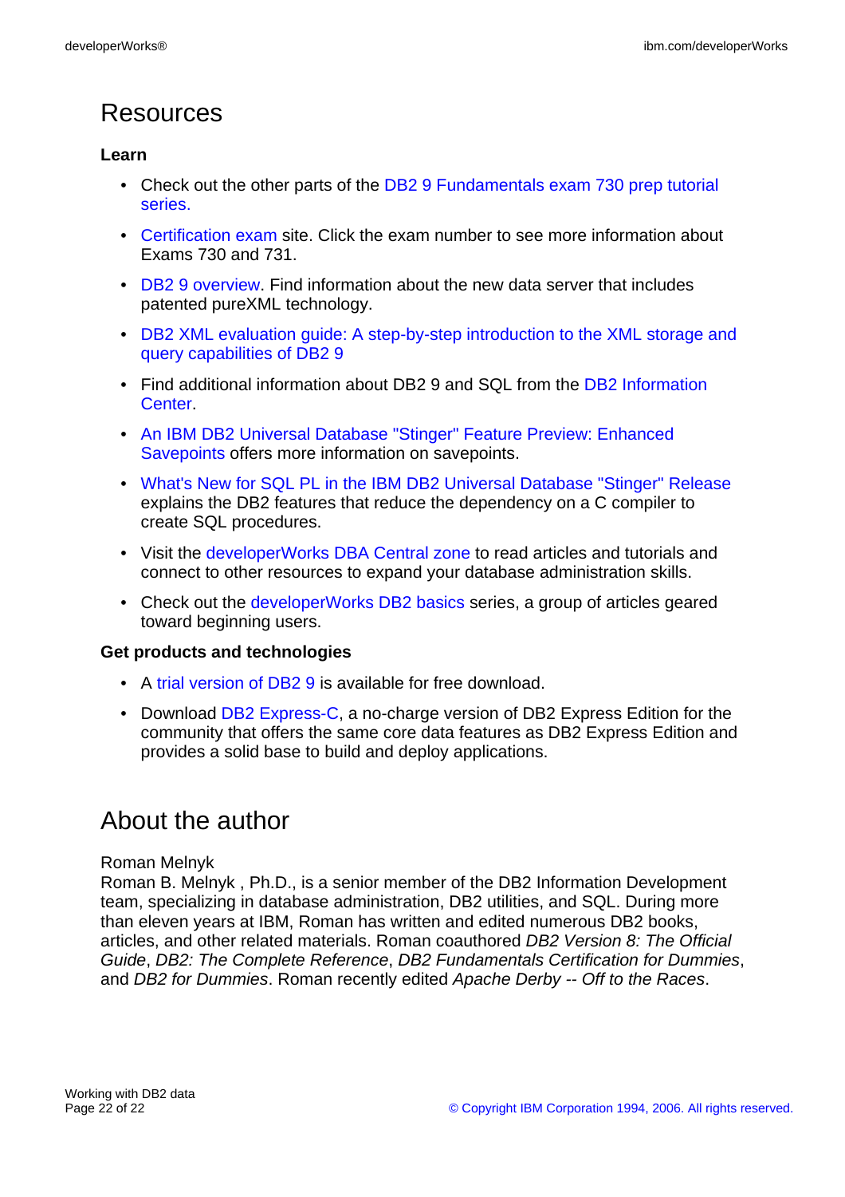## Resources

### Learn

- Check out the other parts of the DB2 9 Fundamentals exam 730 prep tutorial series.
- Certification exam site. Click the exam number to see more information about Exams 730 and 731.
- DB2 9 overview. Find information about the new data server that includes patented pureXML technology.
- DB2 XML evaluation guide: A step-by-step introduction to the XML storage and query capabilities of DB2 9
- Find additional information about DB2 9 and SQL from the DB2 Information Center.
- An IBM DB2 Universal Database "Stinger" Feature Preview: Enhanced Savepoints offers more information on savepoints.
- What's New for SQL PL in the IBM DB2 Universal Database "Stinger" Release explains the DB2 features that reduce the dependency on a C compiler to create SQL procedures.
- Visit the developerWorks DBA Central zone to read articles and tutorials and connect to other resources to expand your database administration skills.
- Check out the developerWorks DB2 basics series, a group of articles geared toward beginning users.

### Get products and technologies

- A trial version of DB2 9 is available for free download.
- Download DB2 Express-C, a no-charge version of DB2 Express Edition for the community that offers the same core data features as DB2 Express Edition and provides a solid base to build and deploy applications.

## About the author

Roman Melnyk
Roman B. Melnyk , Ph.D., is a senior member of the DB2 Information Development team, specializing in database administration, DB2 utilities, and SQL. During more than eleven years at IBM, Roman has written and edited numerous DB2 books, articles, and other related materials. Roman coauthored *DB2 Version 8: The Official Guide*, *DB2: The Complete Reference*, *DB2 Fundamentals Certification for Dummies*, and *DB2 for Dummies*. Roman recently edited *Apache Derby -- Off to the Races*.